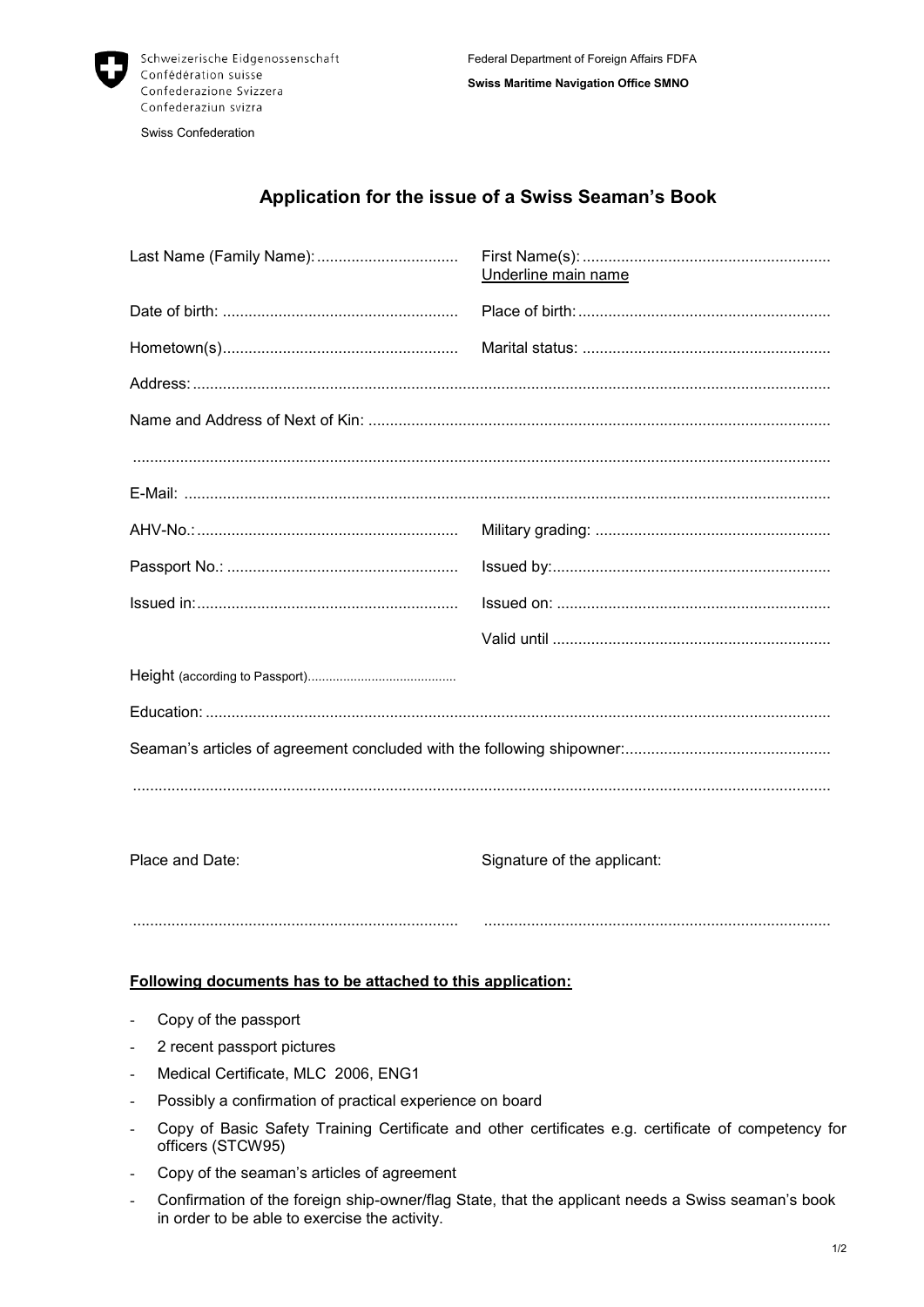Schweizerische Eidgenossenschaft
Confédération suisse
Confederazione Svizzera
Confederaziun svizra

Swiss Confederation

Federal Department of Foreign Affairs FDFA

**Swiss Maritime Navigation Office SMNO**

## Application for the issue of a Swiss Seaman's Book

Last Name (Family Name): ................................. First Name(s): ......................................................... 
Underline main name

Date of birth: ....................................................... Place of birth: ..........................................................

Hometown(s) ....................................................... Marital status: .........................................................

Address: ..................................................................................................................................................

Name and Address of Next of Kin: ..........................................................................................................

...............................................................................................................................................................

E-Mail: ....................................................................................................................................................

AHV-No.: ............................................................ Military grading: .......................................................

Passport No.: ...................................................... Issued by: ................................................................

Issued in: ............................................................ Issued on: ...............................................................

Valid until ................................................................

Height (according to Passport) .........................................

Education: ...............................................................................................................................................

Seaman's articles of agreement concluded with the following shipowner: ................................................

...............................................................................................................................................................

Place and Date: Signature of the applicant:

........................................................................... ................................................................................

**Following documents has to be attached to this application:**

- Copy of the passport
- 2 recent passport pictures
- Medical Certificate, MLC 2006, ENG1
- Possibly a confirmation of practical experience on board
- Copy of Basic Safety Training Certificate and other certificates e.g. certificate of competency for officers (STCW95)
- Copy of the seaman's articles of agreement
- Confirmation of the foreign ship-owner/flag State, that the applicant needs a Swiss seaman's book in order to be able to exercise the activity.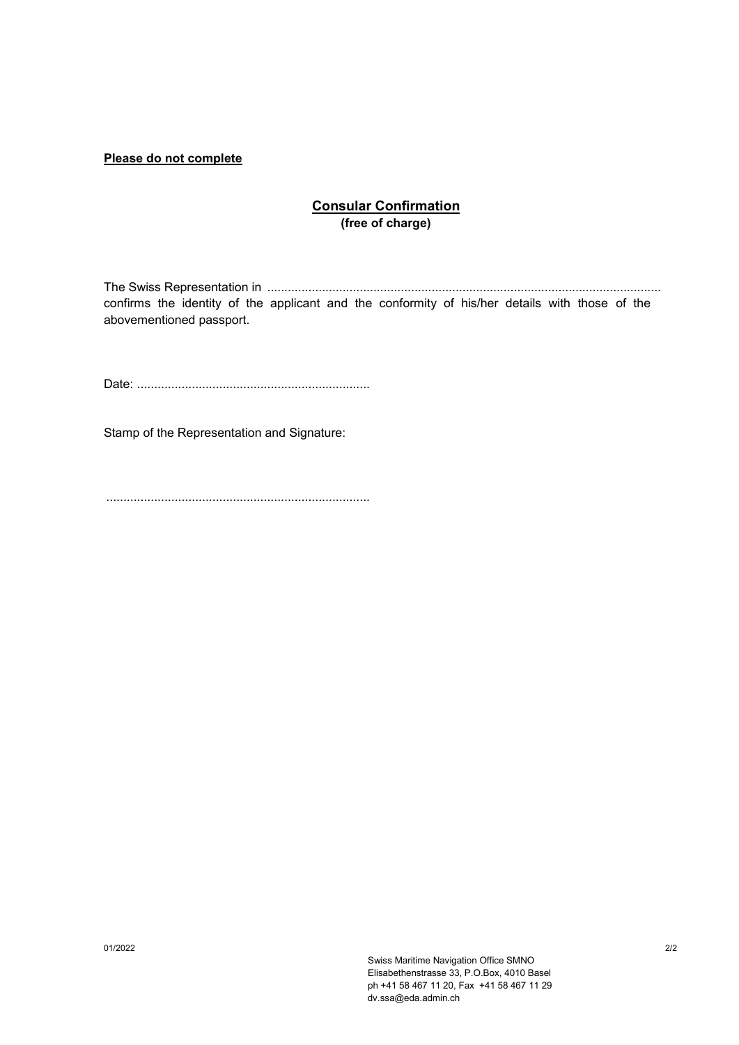**Please do not complete**

## Consular Confirmation

**(free of charge)**

The Swiss Representation in ..................................................................................................................
confirms the identity of the applicant and the conformity of his/her details with those of the abovementioned passport.

Date: ....................................................................

Stamp of the Representation and Signature:

............................................................................

01/2022

Swiss Maritime Navigation Office SMNO
Elisabethenstrasse 33, P.O.Box, 4010 Basel
ph +41 58 467 11 20, Fax +41 58 467 11 29
dv.ssa@eda.admin.ch